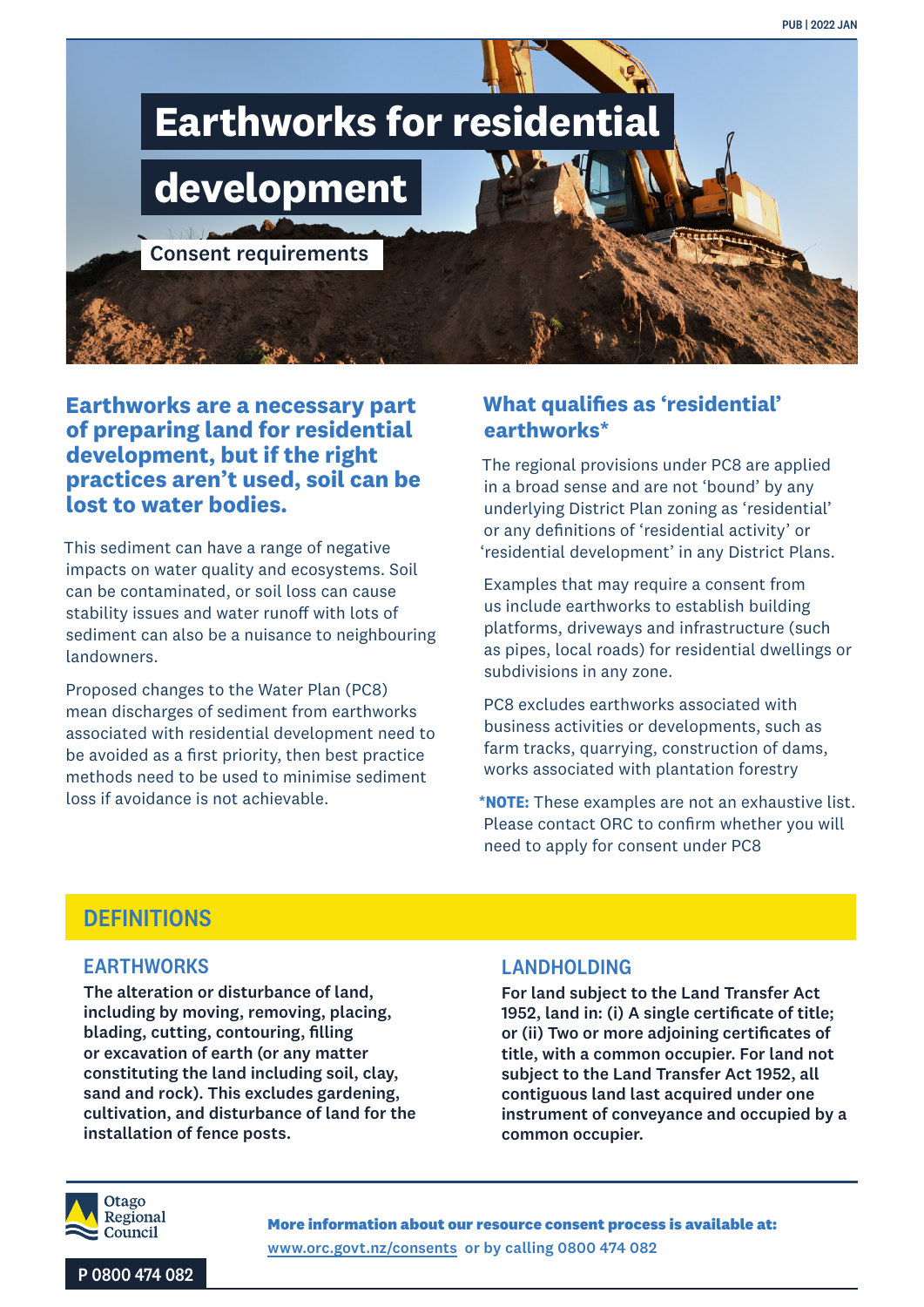# Earthworks for residential development

## Consent requirements

**Earthworks are a necessary part of preparing land for residential development, but if the right practices aren't used, soil can be lost to water bodies.**

This sediment can have a range of negative impacts on water quality and ecosystems. Soil can be contaminated, or soil loss can cause stability issues and water runoff with lots of sediment can also be a nuisance to neighbouring landowners.

Proposed changes to the Water Plan (PC8) mean discharges of sediment from earthworks associated with residential development need to be avoided as a first priority, then best practice methods need to be used to minimise sediment loss if avoidance is not achievable.

## What qualifies as 'residential' earthworks*

The regional provisions under PC8 are applied in a broad sense and are not 'bound' by any underlying District Plan zoning as 'residential' or any definitions of 'residential activity' or 'residential development' in any District Plans.

Examples that may require a consent from us include earthworks to establish building platforms, driveways and infrastructure (such as pipes, local roads) for residential dwellings or subdivisions in any zone.

PC8 excludes earthworks associated with business activities or developments, such as farm tracks, quarrying, construction of dams, works associated with plantation forestry

*__NOTE:__ These examples are not an exhaustive list. Please contact ORC to confirm whether you will need to apply for consent under PC8

## DEFINITIONS

### EARTHWORKS

**The alteration or disturbance of land, including by moving, removing, placing, blading, cutting, contouring, filling or excavation of earth (or any matter constituting the land including soil, clay, sand and rock). This excludes gardening, cultivation, and disturbance of land for the installation of fence posts.**

### LANDHOLDING

**For land subject to the Land Transfer Act 1952, land in: (i) A single certificate of title; or (ii) Two or more adjoining certificates of title, with a common occupier. For land not subject to the Land Transfer Act 1952, all contiguous land last acquired under one instrument of conveyance and occupied by a common occupier.**

Otago Regional Council

**More information about our resource consent process is available at:**
www.orc.govt.nz/consents or by calling 0800 474 082

P 0800 474 082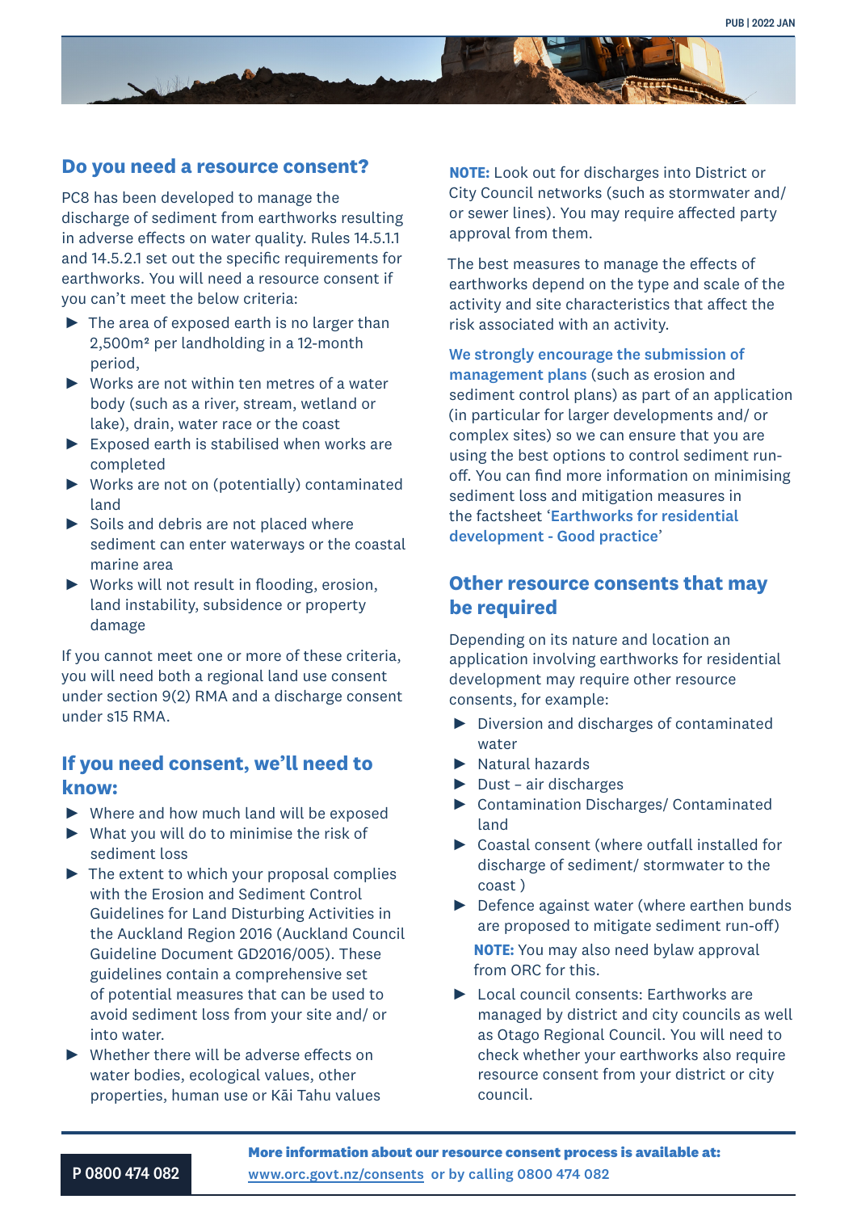## Do you need a resource consent?

PC8 has been developed to manage the discharge of sediment from earthworks resulting in adverse effects on water quality. Rules 14.5.1.1 and 14.5.2.1 set out the specific requirements for earthworks. You will need a resource consent if you can't meet the below criteria:

- The area of exposed earth is no larger than 2,500m² per landholding in a 12-month period,
- Works are not within ten metres of a water body (such as a river, stream, wetland or lake), drain, water race or the coast
- Exposed earth is stabilised when works are completed
- Works are not on (potentially) contaminated land
- Soils and debris are not placed where sediment can enter waterways or the coastal marine area
- Works will not result in flooding, erosion, land instability, subsidence or property damage

If you cannot meet one or more of these criteria, you will need both a regional land use consent under section 9(2) RMA and a discharge consent under s15 RMA.

## If you need consent, we'll need to know:

- Where and how much land will be exposed
- What you will do to minimise the risk of sediment loss
- The extent to which your proposal complies with the Erosion and Sediment Control Guidelines for Land Disturbing Activities in the Auckland Region 2016 (Auckland Council Guideline Document GD2016/005). These guidelines contain a comprehensive set of potential measures that can be used to avoid sediment loss from your site and/ or into water.
- Whether there will be adverse effects on water bodies, ecological values, other properties, human use or Kāi Tahu values

**NOTE:** Look out for discharges into District or City Council networks (such as stormwater and/ or sewer lines). You may require affected party approval from them.

The best measures to manage the effects of earthworks depend on the type and scale of the activity and site characteristics that affect the risk associated with an activity.

**We strongly encourage the submission of management plans** (such as erosion and sediment control plans) as part of an application (in particular for larger developments and/ or complex sites) so we can ensure that you are using the best options to control sediment run-off. You can find more information on minimising sediment loss and mitigation measures in the factsheet '**Earthworks for residential development - Good practice**'

## Other resource consents that may be required

Depending on its nature and location an application involving earthworks for residential development may require other resource consents, for example:

- Diversion and discharges of contaminated water
- Natural hazards
- Dust – air discharges
- Contamination Discharges/ Contaminated land
- Coastal consent (where outfall installed for discharge of sediment/ stormwater to the coast )
- Defence against water (where earthen bunds are proposed to mitigate sediment run-off)

  **NOTE:** You may also need bylaw approval from ORC for this.
- Local council consents: Earthworks are managed by district and city councils as well as Otago Regional Council. You will need to check whether your earthworks also require resource consent from your district or city council.

P 0800 474 082

**More information about our resource consent process is available at:**
www.orc.govt.nz/consents or by calling 0800 474 082